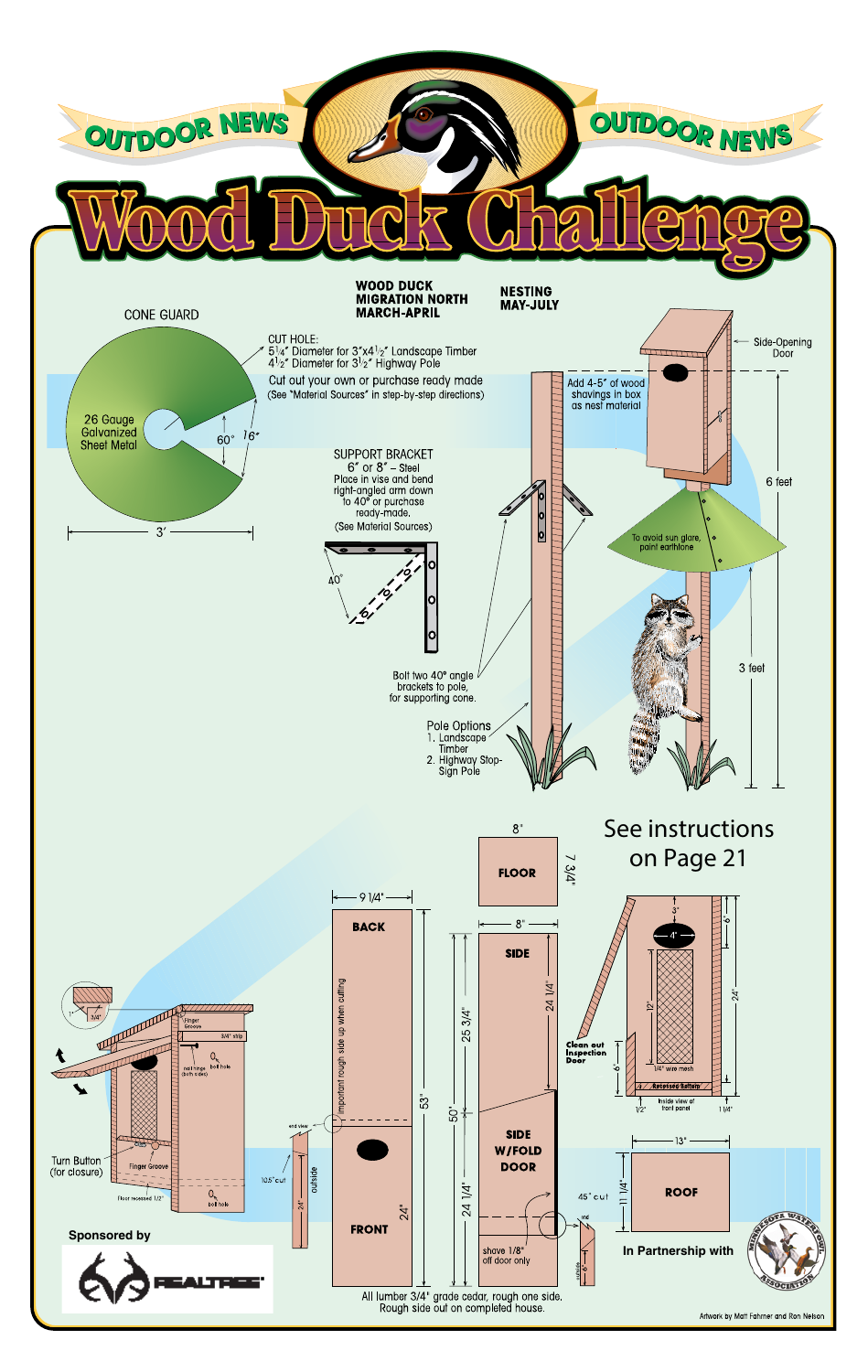OUTDOOR NEWS

# Wood Duck Challenge

## CONE GUARD

26 Gauge Galvanized Sheet Metal

60° 16″

3′

CUT HOLE:
5 1/4″ Diameter for 3″x4 1/2″ Landscape Timber
4 1/2″ Diameter for 3 1/2″ Highway Pole

Cut out your own or purchase ready made
(See "Material Sources" in step-by-step directions)

**WOOD DUCK MIGRATION NORTH MARCH-APRIL**

**NESTING MAY-JULY**

Side-Opening Door

Add 4-5″ of wood shavings in box as nest material

6 feet

To avoid sun glare, paint earthtone

3 feet

SUPPORT BRACKET
6″ or 8″ – Steel
Place in vise and bend right-angled arm down to 40° or purchase ready-made.
(See Material Sources)

40°

Bolt two 40° angle brackets to pole, for supporting cone.

Pole Options
1. Landscape Timber
2. Highway Stop-Sign Pole

See instructions on Page 21

FLOOR 8″ × 7 3/4″

BACK 9 1/4″ — 53″ — Important rough side up when cutting

FRONT 24″

SIDE 8″ — 24 1/4″ — 25 3/4″ — 50″

SIDE W/FOLD DOOR 24 1/4″ — shove 1/8″ off door only

ROOF 13″ × 11 1/4″

45° cut

105° cut

end view — outside — 24″

Turn Button (for closure)

Finger Groove

3/4″ strip

nail hinge (both sides)

bolt hole

Floor recessed 1/2″

1″ 3/4″

Clean out Inspection Door

3″ 4″ 6″ 12″ 24″ 6″

1/4″ wire mesh

Recessed Bottom

Inside view of front panel

1/2″ 1 1/4″

All lumber 3/4″ grade cedar, rough one side.
Rough side out on completed house.

Sponsored by REALTREE

In Partnership with MINNESOTA WATERFOWL ASSOCIATION

Artwork by Matt Fahrner and Ron Nelson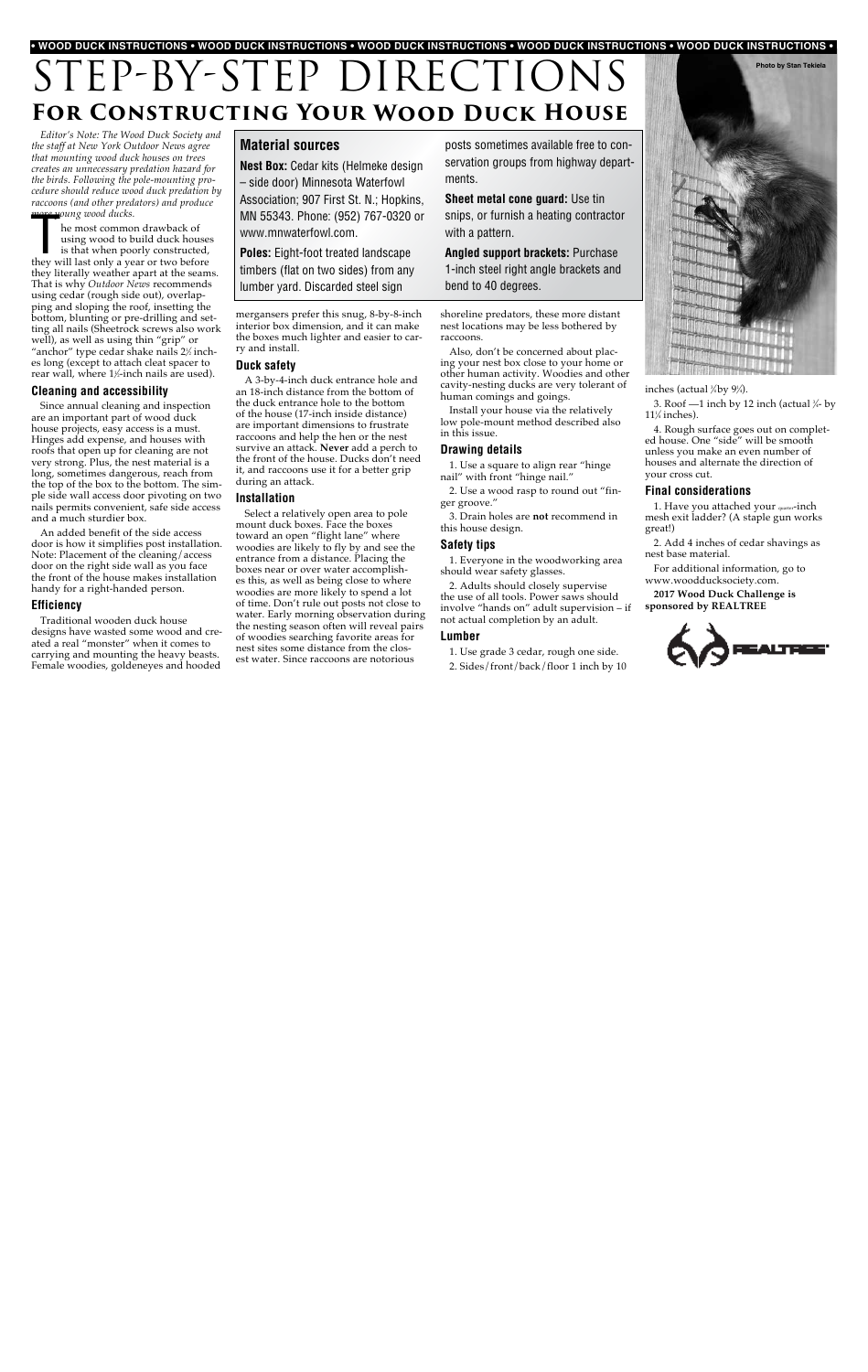• WOOD DUCK INSTRUCTIONS • WOOD DUCK INSTRUCTIONS • WOOD DUCK INSTRUCTIONS • WOOD DUCK INSTRUCTIONS • WOOD DUCK INSTRUCTIONS •

# STEP-BY-STEP DIRECTIONS

## For Constructing Your Wood Duck House

*Editor's Note: The Wood Duck Society and the staff at New York Outdoor News agree that mounting wood duck houses on trees creates an unnecessary predation hazard for the birds. Following the pole-mounting procedure should reduce wood duck predation by raccoons (and other predators) and produce more young wood ducks.*

The most common drawback of using wood to build duck houses is that when poorly constructed, they will last only a year or two before they literally weather apart at the seams. That is why *Outdoor News* recommends using cedar (rough side out), overlapping and sloping the roof, insetting the bottom, blunting or pre-drilling and setting all nails (Sheetrock screws also work well), as well as using thin "grip" or "anchor" type cedar shake nails 2½ inches long (except to attach cleat spacer to rear wall, where 1½-inch nails are used).

### Cleaning and accessibility

Since annual cleaning and inspection are an important part of wood duck house projects, easy access is a must. Hinges add expense, and houses with roofs that open up for cleaning are not very strong. Plus, the nest material is a long, sometimes dangerous, reach from the top of the box to the bottom. The simple side wall access door pivoting on two nails permits convenient, safe side access and a much sturdier box.

An added benefit of the side access door is how it simplifies post installation. Note: Placement of the cleaning/access door on the right side wall as you face the front of the house makes installation handy for a right-handed person.

### Efficiency

Traditional wooden duck house designs have wasted some wood and created a real "monster" when it comes to carrying and mounting the heavy beasts. Female woodies, goldeneyes and hooded mergansers prefer this snug, 8-by-8-inch interior box dimension, and it can make the boxes much lighter and easier to carry and install.

### Material sources

**Nest Box:** Cedar kits (Helmeke design – side door) Minnesota Waterfowl Association; 907 First St. N.; Hopkins, MN 55343. Phone: (952) 767-0320 or www.mnwaterfowl.com.

**Poles:** Eight-foot treated landscape timbers (flat on two sides) from any lumber yard. Discarded steel sign posts sometimes available free to conservation groups from highway departments.

**Sheet metal cone guard:** Use tin snips, or furnish a heating contractor with a pattern.

**Angled support brackets:** Purchase 1-inch steel right angle brackets and bend to 40 degrees.

### Duck safety

A 3-by-4-inch duck entrance hole and an 18-inch distance from the bottom of the duck entrance hole to the bottom of the house (17-inch inside distance) are important dimensions to frustrate raccoons and help the hen or the nest survive an attack. **Never** add a perch to the front of the house. Ducks don't need it, and raccoons use it for a better grip during an attack.

### Installation

Select a relatively open area to pole mount duck boxes. Face the boxes toward an open "flight lane" where woodies are likely to fly by and see the entrance from a distance. Placing the boxes near or over water accomplishes this, as well as being close to where woodies are more likely to spend a lot of time. Don't rule out posts not close to water. Early morning observation during the nesting season often will reveal pairs of woodies searching favorite areas for nest sites some distance from the closest water. Since raccoons are notorious shoreline predators, these more distant nest locations may be less bothered by raccoons.

Also, don't be concerned about placing your nest box close to your home or other human activity. Woodies and other cavity-nesting ducks are very tolerant of human comings and goings.

Install your house via the relatively low pole-mount method described also in this issue.

### Drawing details

1. Use a square to align rear "hinge nail" with front "hinge nail."

2. Use a wood rasp to round out "finger groove."

3. Drain holes are **not** recommend in this house design.

### Safety tips

1. Everyone in the woodworking area should wear safety glasses.

2. Adults should closely supervise the use of all tools. Power saws should involve "hands on" adult supervision – if not actual completion by an adult.

### Lumber

1. Use grade 3 cedar, rough one side.

2. Sides/front/back/floor 1 inch by 10 inches (actual ¾ by 9¼).

3. Roof —1 inch by 12 inch (actual ¾- by 11¼ inches).

4. Rough surface goes out on completed house. One "side" will be smooth unless you make an even number of houses and alternate the direction of your cross cut.

Photo by Stan Tekiela

### Final considerations

1. Have you attached your quarter-inch mesh exit ladder? (A staple gun works great!)

2. Add 4 inches of cedar shavings as nest base material.

For additional information, go to www.woodducksociety.com.

**2017 Wood Duck Challenge is sponsored by REALTREE**